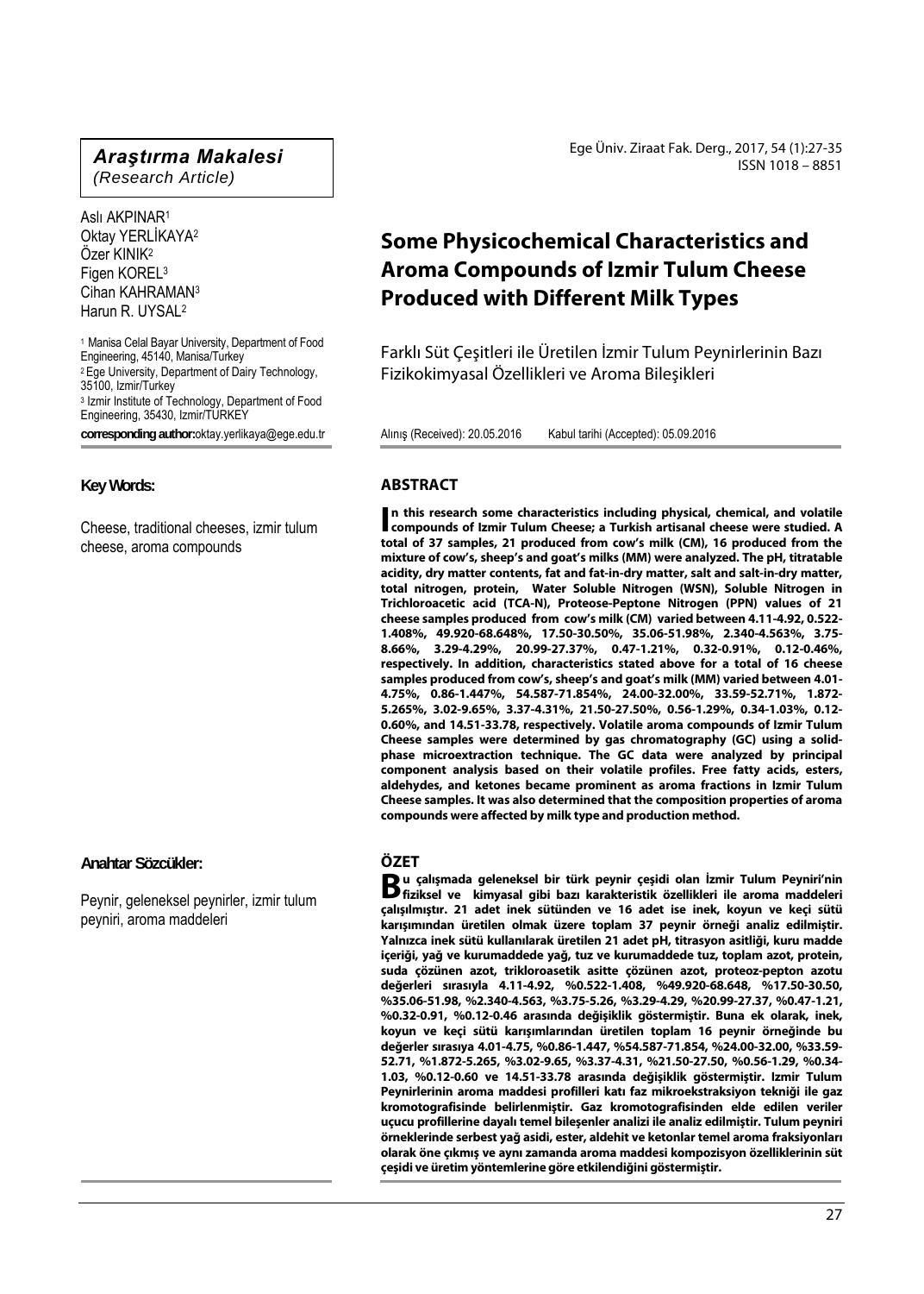**Araştırma Makalesi**
*(Research Article)*

Aslı AKPINAR[1]
Oktay YERLİKAYA[2]
Özer KINIK[2]
Figen KOREL[3]
Cihan KAHRAMAN[3]
Harun R. UYSAL[2]

[1] Manisa Celal Bayar University, Department of Food Engineering, 45140, Manisa/Turkey
[2] Ege University, Department of Dairy Technology, 35100, Izmir/Turkey
[3] Izmir Institute of Technology, Department of Food Engineering, 35430, Izmir/TURKEY

**corresponding author:** oktay.yerlikaya@ege.edu.tr

# Some Physicochemical Characteristics and Aroma Compounds of Izmir Tulum Cheese Produced with Different Milk Types

Farklı Süt Çeşitleri ile Üretilen İzmir Tulum Peynirlerinin Bazı Fizikokimyasal Özellikleri ve Aroma Bileşikleri

Alınış (Received): 20.05.2016 Kabul tarihi (Accepted): 05.09.2016

**Key Words:**

Cheese, traditional cheeses, izmir tulum cheese, aroma compounds

## ABSTRACT

**In this research some characteristics including physical, chemical, and volatile compounds of Izmir Tulum Cheese; a Turkish artisanal cheese were studied. A total of 37 samples, 21 produced from cow's milk (CM), 16 produced from the mixture of cow's, sheep's and goat's milks (MM) were analyzed. The pH, titratable acidity, dry matter contents, fat and fat-in-dry matter, salt and salt-in-dry matter, total nitrogen, protein, Water Soluble Nitrogen (WSN), Soluble Nitrogen in Trichloroacetic acid (TCA-N), Proteose-Peptone Nitrogen (PPN) values of 21 cheese samples produced from cow's milk (CM) varied between 4.11-4.92, 0.522-1.408%, 49.920-68.648%, 17.50-30.50%, 35.06-51.98%, 2.340-4.563%, 3.75-8.66%, 3.29-4.29%, 20.99-27.37%, 0.47-1.21%, 0.32-0.91%, 0.12-0.46%, respectively. In addition, characteristics stated above for a total of 16 cheese samples produced from cow's, sheep's and goat's milk (MM) varied between 4.01-4.75%, 0.86-1.447%, 54.587-71.854%, 24.00-32.00%, 33.59-52.71%, 1.872-5.265%, 3.02-9.65%, 3.37-4.31%, 21.50-27.50%, 0.56-1.29%, 0.34-1.03%, 0.12-0.60%, and 14.51-33.78, respectively. Volatile aroma compounds of Izmir Tulum Cheese samples were determined by gas chromatography (GC) using a solid-phase microextraction technique. The GC data were analyzed by principal component analysis based on their volatile profiles. Free fatty acids, esters, aldehydes, and ketones became prominent as aroma fractions in Izmir Tulum Cheese samples. It was also determined that the composition properties of aroma compounds were affected by milk type and production method.**

**Anahtar Sözcükler:**

Peynir, geleneksel peynirler, izmir tulum peyniri, aroma maddeleri

## ÖZET

**Bu çalışmada geleneksel bir türk peynir çeşidi olan İzmir Tulum Peyniri'nin fiziksel ve kimyasal gibi bazı karakteristik özellikleri ile aroma maddeleri çalışılmıştır. 21 adet inek sütünden ve 16 adet ise inek, koyun ve keçi sütü karışımından üretilen olmak üzere toplam 37 peynir örneği analiz edilmiştir. Yalnızca inek sütü kullanılarak üretilen 21 adet pH, titrasyon asitliği, kuru madde içeriği, yağ ve kurumaddede yağ, tuz ve kurumaddede tuz, toplam azot, protein, suda çözünen azot, trikloroasetik asitte çözünen azot, proteoz-pepton azotu değerleri sırasıyla 4.11-4.92, %0.522-1.408, %49.920-68.648, %17.50-30.50, %35.06-51.98, %2.340-4.563, %3.75-5.26, %3.29-4.29, %20.99-27.37, %0.47-1.21, %0.32-0.91, %0.12-0.46 arasında değişiklik göstermiştir. Buna ek olarak, inek, koyun ve keçi sütü karışımlarından üretilen toplam 16 peynir örneğinde bu değerler sırasıya 4.01-4.75, %0.86-1.447, %54.587-71.854, %24.00-32.00, %33.59-52.71, %1.872-5.265, %3.02-9.65, %3.37-4.31, %21.50-27.50, %0.56-1.29, %0.34-1.03, %0.12-0.60 ve 14.51-33.78 arasında değişiklik göstermiştir. Izmir Tulum Peynirlerinin aroma maddesi profilleri katı faz mikroekstraksiyon tekniği ile gaz kromotografisinde belirlenmiştir. Gaz kromotografisinden elde edilen veriler uçucu profillerine dayalı temel bileşenler analizi ile analiz edilmiştir. Tulum peyniri örneklerinde serbest yağ asidi, ester, aldehit ve ketonlar temel aroma fraksiyonları olarak öne çıkmış ve aynı zamanda aroma maddesi kompozisyon özelliklerinin süt çeşidi ve üretim yöntemlerine göre etkilendiğini göstermiştir.**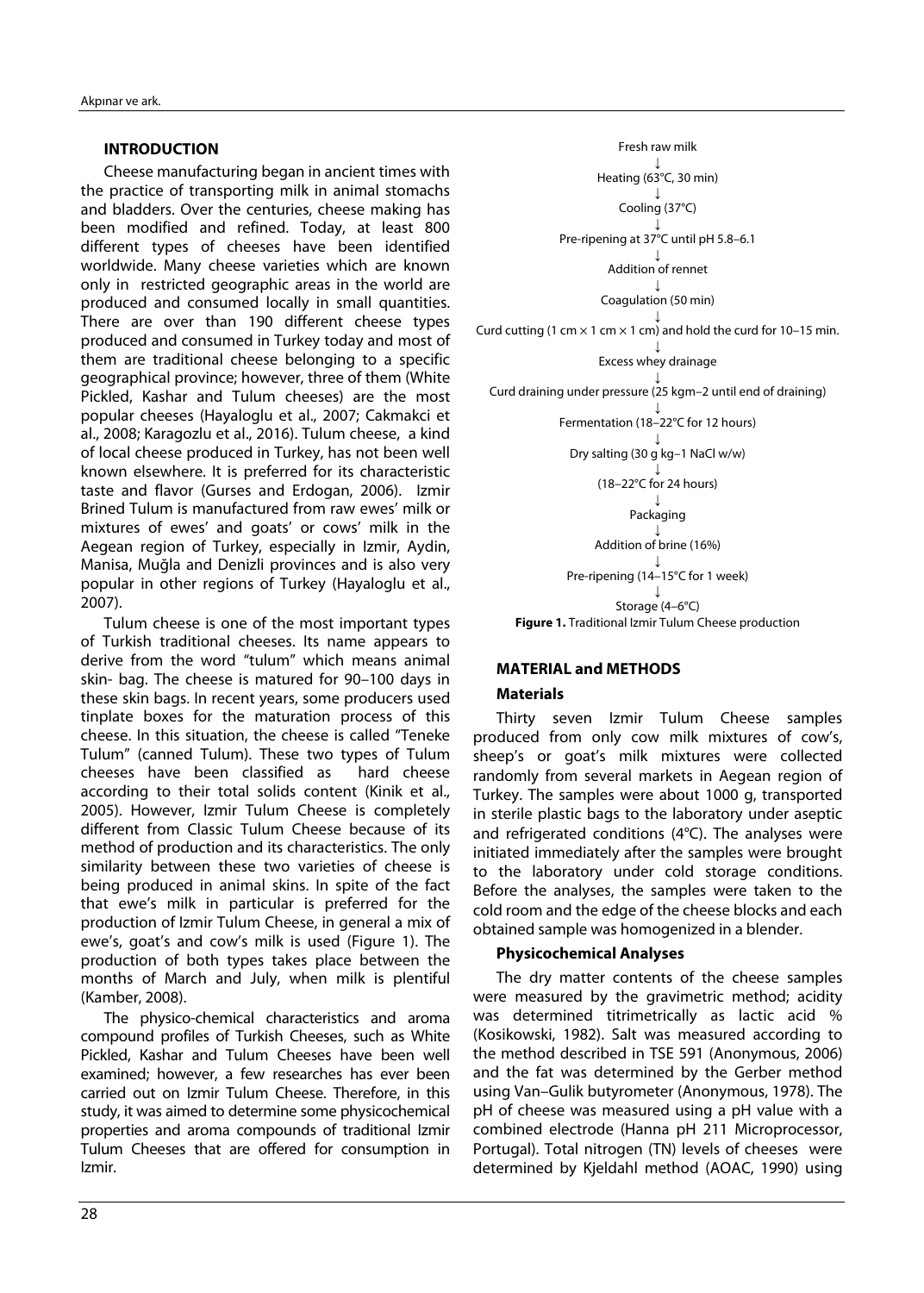## INTRODUCTION

Cheese manufacturing began in ancient times with the practice of transporting milk in animal stomachs and bladders. Over the centuries, cheese making has been modified and refined. Today, at least 800 different types of cheeses have been identified worldwide. Many cheese varieties which are known only in restricted geographic areas in the world are produced and consumed locally in small quantities. There are over than 190 different cheese types produced and consumed in Turkey today and most of them are traditional cheese belonging to a specific geographical province; however, three of them (White Pickled, Kashar and Tulum cheeses) are the most popular cheeses (Hayaloglu et al., 2007; Cakmakci et al., 2008; Karagozlu et al., 2016). Tulum cheese, a kind of local cheese produced in Turkey, has not been well known elsewhere. It is preferred for its characteristic taste and flavor (Gurses and Erdogan, 2006). Izmir Brined Tulum is manufactured from raw ewes' milk or mixtures of ewes' and goats' or cows' milk in the Aegean region of Turkey, especially in Izmir, Aydin, Manisa, Muğla and Denizli provinces and is also very popular in other regions of Turkey (Hayaloglu et al., 2007).

Tulum cheese is one of the most important types of Turkish traditional cheeses. Its name appears to derive from the word "tulum" which means animal skin- bag. The cheese is matured for 90–100 days in these skin bags. In recent years, some producers used tinplate boxes for the maturation process of this cheese. In this situation, the cheese is called "Teneke Tulum" (canned Tulum). These two types of Tulum cheeses have been classified as hard cheese according to their total solids content (Kinik et al., 2005). However, Izmir Tulum Cheese is completely different from Classic Tulum Cheese because of its method of production and its characteristics. The only similarity between these two varieties of cheese is being produced in animal skins. In spite of the fact that ewe's milk in particular is preferred for the production of Izmir Tulum Cheese, in general a mix of ewe's, goat's and cow's milk is used (Figure 1). The production of both types takes place between the months of March and July, when milk is plentiful (Kamber, 2008).

The physico-chemical characteristics and aroma compound profiles of Turkish Cheeses, such as White Pickled, Kashar and Tulum Cheeses have been well examined; however, a few researches has ever been carried out on Izmir Tulum Cheese. Therefore, in this study, it was aimed to determine some physicochemical properties and aroma compounds of traditional Izmir Tulum Cheeses that are offered for consumption in Izmir.

Fresh raw milk
↓
Heating (63°C, 30 min)
↓
Cooling (37°C)
↓
Pre-ripening at 37°C until pH 5.8–6.1
↓
Addition of rennet
↓
Coagulation (50 min)
↓
Curd cutting (1 cm × 1 cm × 1 cm) and hold the curd for 10–15 min.
↓
Excess whey drainage
↓
Curd draining under pressure (25 kgm−2 until end of draining)
↓
Fermentation (18–22°C for 12 hours)
↓
Dry salting (30 g kg−1 NaCl w/w)
↓
(18–22°C for 24 hours)
↓
Packaging
↓
Addition of brine (16%)
↓
Pre-ripening (14–15°C for 1 week)
↓
Storage (4–6°C)

**Figure 1.** Traditional Izmir Tulum Cheese production

## MATERIAL and METHODS

### Materials

Thirty seven Izmir Tulum Cheese samples produced from only cow milk mixtures of cow's, sheep's or goat's milk mixtures were collected randomly from several markets in Aegean region of Turkey. The samples were about 1000 g, transported in sterile plastic bags to the laboratory under aseptic and refrigerated conditions (4°C). The analyses were initiated immediately after the samples were brought to the laboratory under cold storage conditions. Before the analyses, the samples were taken to the cold room and the edge of the cheese blocks and each obtained sample was homogenized in a blender.

### Physicochemical Analyses

The dry matter contents of the cheese samples were measured by the gravimetric method; acidity was determined titrimetrically as lactic acid % (Kosikowski, 1982). Salt was measured according to the method described in TSE 591 (Anonymous, 2006) and the fat was determined by the Gerber method using Van–Gulik butyrometer (Anonymous, 1978). The pH of cheese was measured using a pH value with a combined electrode (Hanna pH 211 Microprocessor, Portugal). Total nitrogen (TN) levels of cheeses were determined by Kjeldahl method (AOAC, 1990) using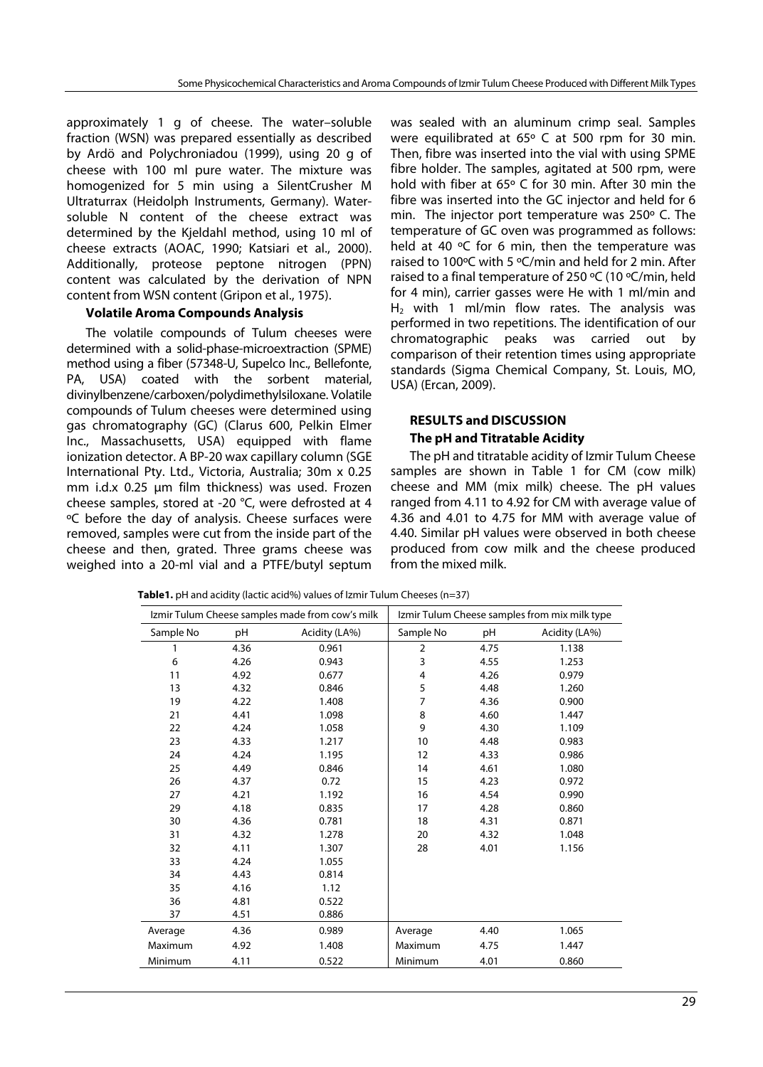approximately 1 g of cheese. The water–soluble fraction (WSN) was prepared essentially as described by Ardö and Polychroniadou (1999), using 20 g of cheese with 100 ml pure water. The mixture was homogenized for 5 min using a SilentCrusher M Ultraturrax (Heidolph Instruments, Germany). Water-soluble N content of the cheese extract was determined by the Kjeldahl method, using 10 ml of cheese extracts (AOAC, 1990; Katsiari et al., 2000). Additionally, proteose peptone nitrogen (PPN) content was calculated by the derivation of NPN content from WSN content (Gripon et al., 1975).

#### Volatile Aroma Compounds Analysis

The volatile compounds of Tulum cheeses were determined with a solid-phase-microextraction (SPME) method using a fiber (57348-U, Supelco Inc., Bellefonte, PA, USA) coated with the sorbent material, divinylbenzene/carboxen/polydimethylsiloxane. Volatile compounds of Tulum cheeses were determined using gas chromatography (GC) (Clarus 600, Pelkin Elmer Inc., Massachusetts, USA) equipped with flame ionization detector. A BP-20 wax capillary column (SGE International Pty. Ltd., Victoria, Australia; 30m x 0.25 mm i.d.x 0.25 µm film thickness) was used. Frozen cheese samples, stored at -20 °C, were defrosted at 4 ºC before the day of analysis. Cheese surfaces were removed, samples were cut from the inside part of the cheese and then, grated. Three grams cheese was weighed into a 20-ml vial and a PTFE/butyl septum was sealed with an aluminum crimp seal. Samples were equilibrated at 65º C at 500 rpm for 30 min. Then, fibre was inserted into the vial with using SPME fibre holder. The samples, agitated at 500 rpm, were hold with fiber at 65º C for 30 min. After 30 min the fibre was inserted into the GC injector and held for 6 min. The injector port temperature was 250º C. The temperature of GC oven was programmed as follows: held at 40 ºC for 6 min, then the temperature was raised to 100ºC with 5 ºC/min and held for 2 min. After raised to a final temperature of 250 ºC (10 ºC/min, held for 4 min), carrier gasses were He with 1 ml/min and $H_2$ with 1 ml/min flow rates. The analysis was performed in two repetitions. The identification of our chromatographic peaks was carried out by comparison of their retention times using appropriate standards (Sigma Chemical Company, St. Louis, MO, USA) (Ercan, 2009).

### RESULTS and DISCUSSION

#### The pH and Titratable Acidity

The pH and titratable acidity of Izmir Tulum Cheese samples are shown in Table 1 for CM (cow milk) cheese and MM (mix milk) cheese. The pH values ranged from 4.11 to 4.92 for CM with average value of 4.36 and 4.01 to 4.75 for MM with average value of 4.40. Similar pH values were observed in both cheese produced from cow milk and the cheese produced from the mixed milk.

**Table1.** pH and acidity (lactic acid%) values of Izmir Tulum Cheeses (n=37)

| Izmir Tulum Cheese samples made from cow's milk | | | Izmir Tulum Cheese samples from mix milk type | | |
|---|---|---|---|---|---|
| Sample No | pH | Acidity (LA%) | Sample No | pH | Acidity (LA%) |
| 1 | 4.36 | 0.961 | 2 | 4.75 | 1.138 |
| 6 | 4.26 | 0.943 | 3 | 4.55 | 1.253 |
| 11 | 4.92 | 0.677 | 4 | 4.26 | 0.979 |
| 13 | 4.32 | 0.846 | 5 | 4.48 | 1.260 |
| 19 | 4.22 | 1.408 | 7 | 4.36 | 0.900 |
| 21 | 4.41 | 1.098 | 8 | 4.60 | 1.447 |
| 22 | 4.24 | 1.058 | 9 | 4.30 | 1.109 |
| 23 | 4.33 | 1.217 | 10 | 4.48 | 0.983 |
| 24 | 4.24 | 1.195 | 12 | 4.33 | 0.986 |
| 25 | 4.49 | 0.846 | 14 | 4.61 | 1.080 |
| 26 | 4.37 | 0.72 | 15 | 4.23 | 0.972 |
| 27 | 4.21 | 1.192 | 16 | 4.54 | 0.990 |
| 29 | 4.18 | 0.835 | 17 | 4.28 | 0.860 |
| 30 | 4.36 | 0.781 | 18 | 4.31 | 0.871 |
| 31 | 4.32 | 1.278 | 20 | 4.32 | 1.048 |
| 32 | 4.11 | 1.307 | 28 | 4.01 | 1.156 |
| 33 | 4.24 | 1.055 | | | |
| 34 | 4.43 | 0.814 | | | |
| 35 | 4.16 | 1.12 | | | |
| 36 | 4.81 | 0.522 | | | |
| 37 | 4.51 | 0.886 | | | |
| Average | 4.36 | 0.989 | Average | 4.40 | 1.065 |
| Maximum | 4.92 | 1.408 | Maximum | 4.75 | 1.447 |
| Minimum | 4.11 | 0.522 | Minimum | 4.01 | 0.860 |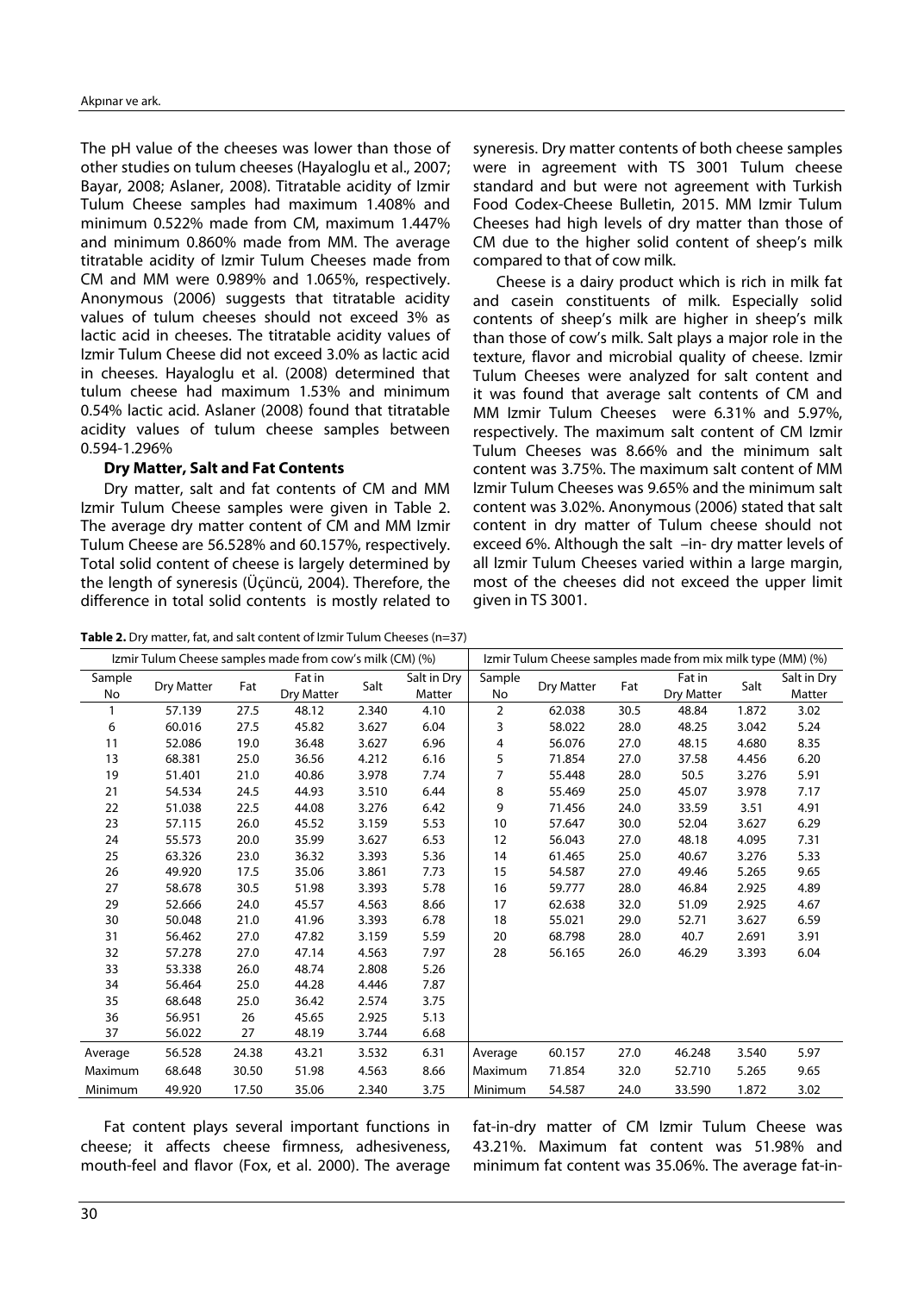The pH value of the cheeses was lower than those of other studies on tulum cheeses (Hayaloglu et al., 2007; Bayar, 2008; Aslaner, 2008). Titratable acidity of Izmir Tulum Cheese samples had maximum 1.408% and minimum 0.522% made from CM, maximum 1.447% and minimum 0.860% made from MM. The average titratable acidity of Izmir Tulum Cheeses made from CM and MM were 0.989% and 1.065%, respectively. Anonymous (2006) suggests that titratable acidity values of tulum cheeses should not exceed 3% as lactic acid in cheeses. The titratable acidity values of Izmir Tulum Cheese did not exceed 3.0% as lactic acid in cheeses. Hayaloglu et al. (2008) determined that tulum cheese had maximum 1.53% and minimum 0.54% lactic acid. Aslaner (2008) found that titratable acidity values of tulum cheese samples between 0.594-1.296%

**Dry Matter, Salt and Fat Contents**

Dry matter, salt and fat contents of CM and MM Izmir Tulum Cheese samples were given in Table 2. The average dry matter content of CM and MM Izmir Tulum Cheese are 56.528% and 60.157%, respectively. Total solid content of cheese is largely determined by the length of syneresis (Üçüncü, 2004). Therefore, the difference in total solid contents is mostly related to syneresis. Dry matter contents of both cheese samples were in agreement with TS 3001 Tulum cheese standard and but were not agreement with Turkish Food Codex-Cheese Bulletin, 2015. MM Izmir Tulum Cheeses had high levels of dry matter than those of CM due to the higher solid content of sheep's milk compared to that of cow milk.

Cheese is a dairy product which is rich in milk fat and casein constituents of milk. Especially solid contents of sheep's milk are higher in sheep's milk than those of cow's milk. Salt plays a major role in the texture, flavor and microbial quality of cheese. Izmir Tulum Cheeses were analyzed for salt content and it was found that average salt contents of CM and MM Izmir Tulum Cheeses were 6.31% and 5.97%, respectively. The maximum salt content of CM Izmir Tulum Cheeses was 8.66% and the minimum salt content was 3.75%. The maximum salt content of MM Izmir Tulum Cheeses was 9.65% and the minimum salt content was 3.02%. Anonymous (2006) stated that salt content in dry matter of Tulum cheese should not exceed 6%. Although the salt –in- dry matter levels of all Izmir Tulum Cheeses varied within a large margin, most of the cheeses did not exceed the upper limit given in TS 3001.

**Table 2.** Dry matter, fat, and salt content of Izmir Tulum Cheeses (n=37)

| Izmir Tulum Cheese samples made from cow's milk (CM) (%) | | | | | | Izmir Tulum Cheese samples made from mix milk type (MM) (%) | | | | | |
|---|---|---|---|---|---|---|---|---|---|---|---|
| Sample No | Dry Matter | Fat | Fat in Dry Matter | Salt | Salt in Dry Matter | Sample No | Dry Matter | Fat | Fat in Dry Matter | Salt | Salt in Dry Matter |
| 1 | 57.139 | 27.5 | 48.12 | 2.340 | 4.10 | 2 | 62.038 | 30.5 | 48.84 | 1.872 | 3.02 |
| 6 | 60.016 | 27.5 | 45.82 | 3.627 | 6.04 | 3 | 58.022 | 28.0 | 48.25 | 3.042 | 5.24 |
| 11 | 52.086 | 19.0 | 36.48 | 3.627 | 6.96 | 4 | 56.076 | 27.0 | 48.15 | 4.680 | 8.35 |
| 13 | 68.381 | 25.0 | 36.56 | 4.212 | 6.16 | 5 | 71.854 | 27.0 | 37.58 | 4.456 | 6.20 |
| 19 | 51.401 | 21.0 | 40.86 | 3.978 | 7.74 | 7 | 55.448 | 28.0 | 50.5 | 3.276 | 5.91 |
| 21 | 54.534 | 24.5 | 44.93 | 3.510 | 6.44 | 8 | 55.469 | 25.0 | 45.07 | 3.978 | 7.17 |
| 22 | 51.038 | 22.5 | 44.08 | 3.276 | 6.42 | 9 | 71.456 | 24.0 | 33.59 | 3.51 | 4.91 |
| 23 | 57.115 | 26.0 | 45.52 | 3.159 | 5.53 | 10 | 57.647 | 30.0 | 52.04 | 3.627 | 6.29 |
| 24 | 55.573 | 20.0 | 35.99 | 3.627 | 6.53 | 12 | 56.043 | 27.0 | 48.18 | 4.095 | 7.31 |
| 25 | 63.326 | 23.0 | 36.32 | 3.393 | 5.36 | 14 | 61.465 | 25.0 | 40.67 | 3.276 | 5.33 |
| 26 | 49.920 | 17.5 | 35.06 | 3.861 | 7.73 | 15 | 54.587 | 27.0 | 49.46 | 5.265 | 9.65 |
| 27 | 58.678 | 30.5 | 51.98 | 3.393 | 5.78 | 16 | 59.777 | 28.0 | 46.84 | 2.925 | 4.89 |
| 29 | 52.666 | 24.0 | 45.57 | 4.563 | 8.66 | 17 | 62.638 | 32.0 | 51.09 | 2.925 | 4.67 |
| 30 | 50.048 | 21.0 | 41.96 | 3.393 | 6.78 | 18 | 55.021 | 29.0 | 52.71 | 3.627 | 6.59 |
| 31 | 56.462 | 27.0 | 47.82 | 3.159 | 5.59 | 20 | 68.798 | 28.0 | 40.7 | 2.691 | 3.91 |
| 32 | 57.278 | 27.0 | 47.14 | 4.563 | 7.97 | 28 | 56.165 | 26.0 | 46.29 | 3.393 | 6.04 |
| 33 | 53.338 | 26.0 | 48.74 | 2.808 | 5.26 | | | | | | |
| 34 | 56.464 | 25.0 | 44.28 | 4.446 | 7.87 | | | | | | |
| 35 | 68.648 | 25.0 | 36.42 | 2.574 | 3.75 | | | | | | |
| 36 | 56.951 | 26 | 45.65 | 2.925 | 5.13 | | | | | | |
| 37 | 56.022 | 27 | 48.19 | 3.744 | 6.68 | | | | | | |
| Average | 56.528 | 24.38 | 43.21 | 3.532 | 6.31 | Average | 60.157 | 27.0 | 46.248 | 3.540 | 5.97 |
| Maximum | 68.648 | 30.50 | 51.98 | 4.563 | 8.66 | Maximum | 71.854 | 32.0 | 52.710 | 5.265 | 9.65 |
| Minimum | 49.920 | 17.50 | 35.06 | 2.340 | 3.75 | Minimum | 54.587 | 24.0 | 33.590 | 1.872 | 3.02 |

Fat content plays several important functions in cheese; it affects cheese firmness, adhesiveness, mouth-feel and flavor (Fox, et al. 2000). The average fat-in-dry matter of CM Izmir Tulum Cheese was 43.21%. Maximum fat content was 51.98% and minimum fat content was 35.06%. The average fat-in-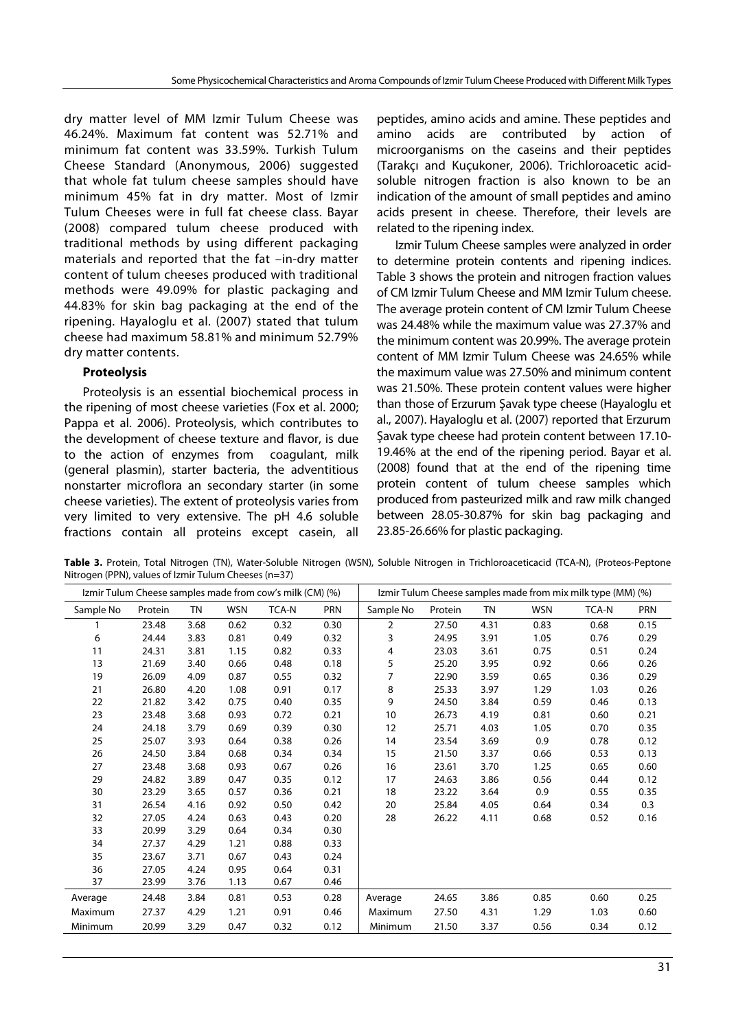dry matter level of MM Izmir Tulum Cheese was 46.24%. Maximum fat content was 52.71% and minimum fat content was 33.59%. Turkish Tulum Cheese Standard (Anonymous, 2006) suggested that whole fat tulum cheese samples should have minimum 45% fat in dry matter. Most of Izmir Tulum Cheeses were in full fat cheese class. Bayar (2008) compared tulum cheese produced with traditional methods by using different packaging materials and reported that the fat –in-dry matter content of tulum cheeses produced with traditional methods were 49.09% for plastic packaging and 44.83% for skin bag packaging at the end of the ripening. Hayaloglu et al. (2007) stated that tulum cheese had maximum 58.81% and minimum 52.79% dry matter contents.

**Proteolysis**

Proteolysis is an essential biochemical process in the ripening of most cheese varieties (Fox et al. 2000; Pappa et al. 2006). Proteolysis, which contributes to the development of cheese texture and flavor, is due to the action of enzymes from coagulant, milk (general plasmin), starter bacteria, the adventitious nonstarter microflora an secondary starter (in some cheese varieties). The extent of proteolysis varies from very limited to very extensive. The pH 4.6 soluble fractions contain all proteins except casein, all peptides, amino acids and amine. These peptides and amino acids are contributed by action of microorganisms on the caseins and their peptides (Tarakçı and Kuçukoner, 2006). Trichloroacetic acid-soluble nitrogen fraction is also known to be an indication of the amount of small peptides and amino acids present in cheese. Therefore, their levels are related to the ripening index.

Izmir Tulum Cheese samples were analyzed in order to determine protein contents and ripening indices. Table 3 shows the protein and nitrogen fraction values of CM Izmir Tulum Cheese and MM Izmir Tulum cheese. The average protein content of CM Izmir Tulum Cheese was 24.48% while the maximum value was 27.37% and the minimum content was 20.99%. The average protein content of MM Izmir Tulum Cheese was 24.65% while the maximum value was 27.50% and minimum content was 21.50%. These protein content values were higher than those of Erzurum Şavak type cheese (Hayaloglu et al., 2007). Hayaloglu et al. (2007) reported that Erzurum Şavak type cheese had protein content between 17.10-19.46% at the end of the ripening period. Bayar et al. (2008) found that at the end of the ripening time protein content of tulum cheese samples which produced from pasteurized milk and raw milk changed between 28.05-30.87% for skin bag packaging and 23.85-26.66% for plastic packaging.

**Table 3.** Protein, Total Nitrogen (TN), Water-Soluble Nitrogen (WSN), Soluble Nitrogen in Trichloroaceticacid (TCA-N), (Proteos-Peptone Nitrogen (PPN), values of Izmir Tulum Cheeses (n=37)

| Izmir Tulum Cheese samples made from cow's milk (CM) (%) | | | | | | Izmir Tulum Cheese samples made from mix milk type (MM) (%) | | | | | |
|---|---|---|---|---|---|---|---|---|---|---|---|
| Sample No | Protein | TN | WSN | TCA-N | PRN | Sample No | Protein | TN | WSN | TCA-N | PRN |
| 1 | 23.48 | 3.68 | 0.62 | 0.32 | 0.30 | 2 | 27.50 | 4.31 | 0.83 | 0.68 | 0.15 |
| 6 | 24.44 | 3.83 | 0.81 | 0.49 | 0.32 | 3 | 24.95 | 3.91 | 1.05 | 0.76 | 0.29 |
| 11 | 24.31 | 3.81 | 1.15 | 0.82 | 0.33 | 4 | 23.03 | 3.61 | 0.75 | 0.51 | 0.24 |
| 13 | 21.69 | 3.40 | 0.66 | 0.48 | 0.18 | 5 | 25.20 | 3.95 | 0.92 | 0.66 | 0.26 |
| 19 | 26.09 | 4.09 | 0.87 | 0.55 | 0.32 | 7 | 22.90 | 3.59 | 0.65 | 0.36 | 0.29 |
| 21 | 26.80 | 4.20 | 1.08 | 0.91 | 0.17 | 8 | 25.33 | 3.97 | 1.29 | 1.03 | 0.26 |
| 22 | 21.82 | 3.42 | 0.75 | 0.40 | 0.35 | 9 | 24.50 | 3.84 | 0.59 | 0.46 | 0.13 |
| 23 | 23.48 | 3.68 | 0.93 | 0.72 | 0.21 | 10 | 26.73 | 4.19 | 0.81 | 0.60 | 0.21 |
| 24 | 24.18 | 3.79 | 0.69 | 0.39 | 0.30 | 12 | 25.71 | 4.03 | 1.05 | 0.70 | 0.35 |
| 25 | 25.07 | 3.93 | 0.64 | 0.38 | 0.26 | 14 | 23.54 | 3.69 | 0.9 | 0.78 | 0.12 |
| 26 | 24.50 | 3.84 | 0.68 | 0.34 | 0.34 | 15 | 21.50 | 3.37 | 0.66 | 0.53 | 0.13 |
| 27 | 23.48 | 3.68 | 0.93 | 0.67 | 0.26 | 16 | 23.61 | 3.70 | 1.25 | 0.65 | 0.60 |
| 29 | 24.82 | 3.89 | 0.47 | 0.35 | 0.12 | 17 | 24.63 | 3.86 | 0.56 | 0.44 | 0.12 |
| 30 | 23.29 | 3.65 | 0.57 | 0.36 | 0.21 | 18 | 23.22 | 3.64 | 0.9 | 0.55 | 0.35 |
| 31 | 26.54 | 4.16 | 0.92 | 0.50 | 0.42 | 20 | 25.84 | 4.05 | 0.64 | 0.34 | 0.3 |
| 32 | 27.05 | 4.24 | 0.63 | 0.43 | 0.20 | 28 | 26.22 | 4.11 | 0.68 | 0.52 | 0.16 |
| 33 | 20.99 | 3.29 | 0.64 | 0.34 | 0.30 | | | | | | |
| 34 | 27.37 | 4.29 | 1.21 | 0.88 | 0.33 | | | | | | |
| 35 | 23.67 | 3.71 | 0.67 | 0.43 | 0.24 | | | | | | |
| 36 | 27.05 | 4.24 | 0.95 | 0.64 | 0.31 | | | | | | |
| 37 | 23.99 | 3.76 | 1.13 | 0.67 | 0.46 | | | | | | |
| Average | 24.48 | 3.84 | 0.81 | 0.53 | 0.28 | Average | 24.65 | 3.86 | 0.85 | 0.60 | 0.25 |
| Maximum | 27.37 | 4.29 | 1.21 | 0.91 | 0.46 | Maximum | 27.50 | 4.31 | 1.29 | 1.03 | 0.60 |
| Minimum | 20.99 | 3.29 | 0.47 | 0.32 | 0.12 | Minimum | 21.50 | 3.37 | 0.56 | 0.34 | 0.12 |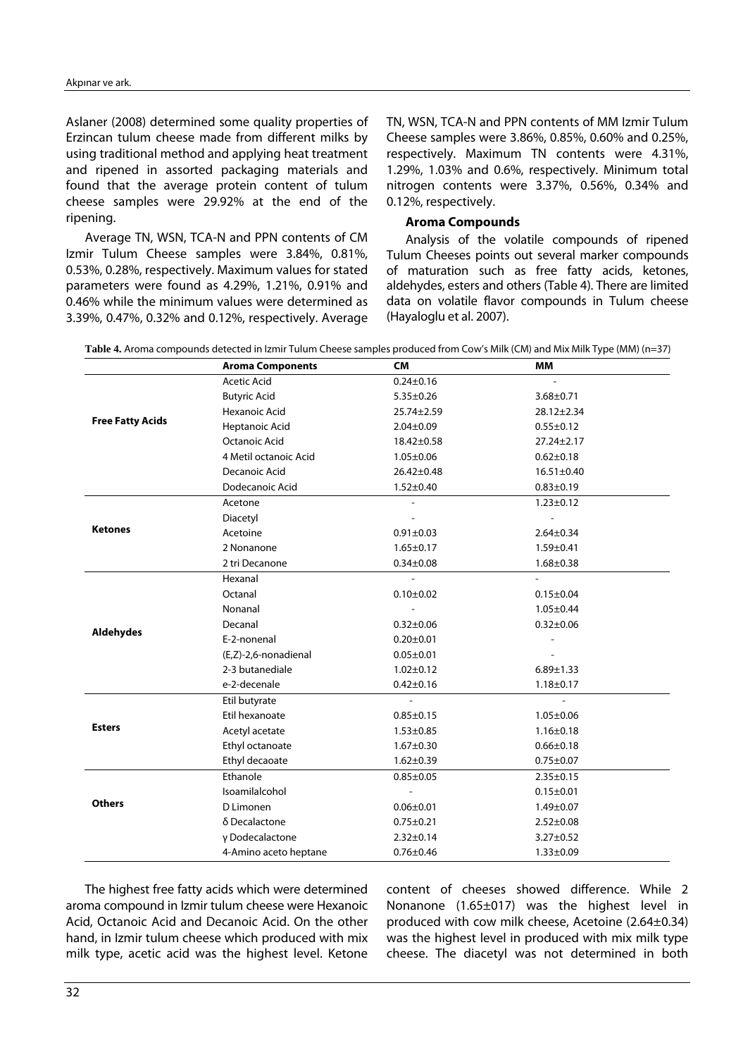Aslaner (2008) determined some quality properties of Erzincan tulum cheese made from different milks by using traditional method and applying heat treatment and ripened in assorted packaging materials and found that the average protein content of tulum cheese samples were 29.92% at the end of the ripening.

Average TN, WSN, TCA-N and PPN contents of CM Izmir Tulum Cheese samples were 3.84%, 0.81%, 0.53%, 0.28%, respectively. Maximum values for stated parameters were found as 4.29%, 1.21%, 0.91% and 0.46% while the minimum values were determined as 3.39%, 0.47%, 0.32% and 0.12%, respectively. Average TN, WSN, TCA-N and PPN contents of MM Izmir Tulum Cheese samples were 3.86%, 0.85%, 0.60% and 0.25%, respectively. Maximum TN contents were 4.31%, 1.29%, 1.03% and 0.6%, respectively. Minimum total nitrogen contents were 3.37%, 0.56%, 0.34% and 0.12%, respectively.

### Aroma Compounds

Analysis of the volatile compounds of ripened Tulum Cheeses points out several marker compounds of maturation such as free fatty acids, ketones, aldehydes, esters and others (Table 4). There are limited data on volatile flavor compounds in Tulum cheese (Hayaloglu et al. 2007).

**Table 4.** Aroma compounds detected in Izmir Tulum Cheese samples produced from Cow's Milk (CM) and Mix Milk Type (MM) (n=37)

| | Aroma Components | CM | MM |
|---|---|---|---|
| **Free Fatty Acids** | Acetic Acid | 0.24±0.16 | - |
| | Butyric Acid | 5.35±0.26 | 3.68±0.71 |
| | Hexanoic Acid | 25.74±2.59 | 28.12±2.34 |
| | Heptanoic Acid | 2.04±0.09 | 0.55±0.12 |
| | Octanoic Acid | 18.42±0.58 | 27.24±2.17 |
| | 4 Metil octanoic Acid | 1.05±0.06 | 0.62±0.18 |
| | Decanoic Acid | 26.42±0.48 | 16.51±0.40 |
| | Dodecanoic Acid | 1.52±0.40 | 0.83±0.19 |
| **Ketones** | Acetone | - | 1.23±0.12 |
| | Diacetyl | - | - |
| | Acetoine | 0.91±0.03 | 2.64±0.34 |
| | 2 Nonanone | 1.65±0.17 | 1.59±0.41 |
| | 2 tri Decanone | 0.34±0.08 | 1.68±0.38 |
| **Aldehydes** | Hexanal | - | - |
| | Octanal | 0.10±0.02 | 0.15±0.04 |
| | Nonanal | - | 1.05±0.44 |
| | Decanal | 0.32±0.06 | 0.32±0.06 |
| | E-2-nonenal | 0.20±0.01 | - |
| | (E,Z)-2,6-nonadienal | 0.05±0.01 | - |
| | 2-3 butanediale | 1.02±0.12 | 6.89±1.33 |
| | e-2-decenale | 0.42±0.16 | 1.18±0.17 |
| **Esters** | Etil butyrate | - | - |
| | Etil hexanoate | 0.85±0.15 | 1.05±0.06 |
| | Acetyl acetate | 1.53±0.85 | 1.16±0.18 |
| | Ethyl octanoate | 1.67±0.30 | 0.66±0.18 |
| | Ethyl decaoate | 1.62±0.39 | 0.75±0.07 |
| **Others** | Ethanole | 0.85±0.05 | 2.35±0.15 |
| | Isoamilalcohol | - | 0.15±0.01 |
| | D Limonen | 0.06±0.01 | 1.49±0.07 |
| | δ Decalactone | 0.75±0.21 | 2.52±0.08 |
| | γ Dodecalactone | 2.32±0.14 | 3.27±0.52 |
| | 4-Amino aceto heptane | 0.76±0.46 | 1.33±0.09 |

The highest free fatty acids which were determined aroma compound in Izmir tulum cheese were Hexanoic Acid, Octanoic Acid and Decanoic Acid. On the other hand, in Izmir tulum cheese which produced with mix milk type, acetic acid was the highest level. Ketone content of cheeses showed difference. While 2 Nonanone (1.65±017) was the highest level in produced with cow milk cheese, Acetoine (2.64±0.34) was the highest level in produced with mix milk type cheese. The diacetyl was not determined in both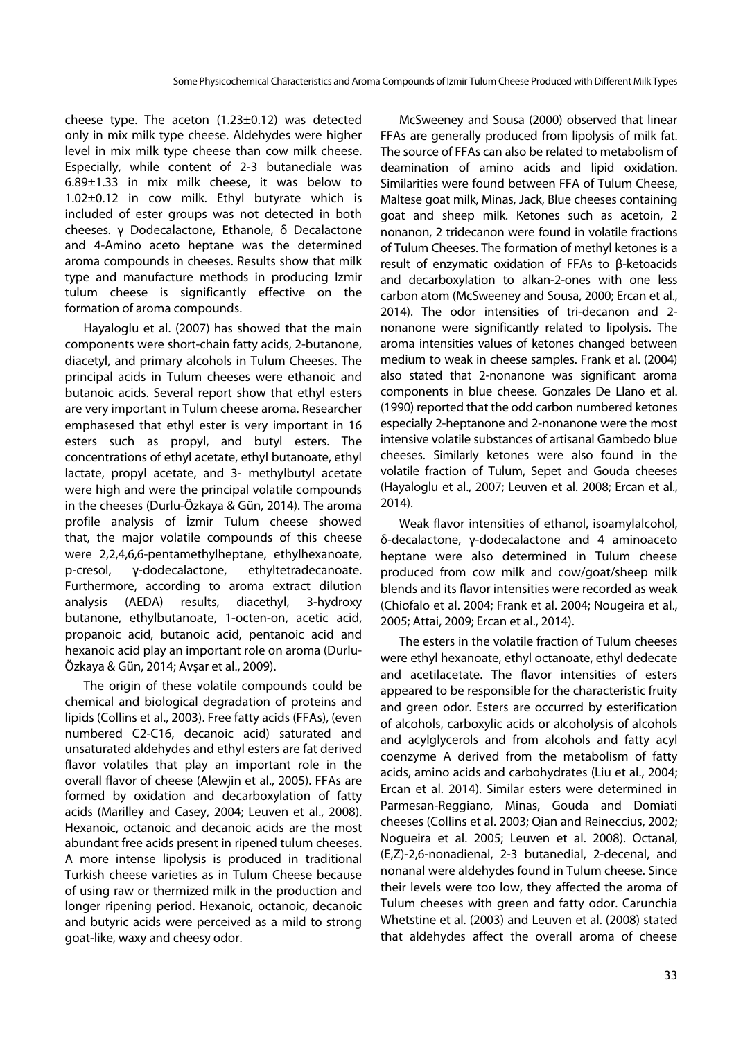cheese type. The aceton (1.23±0.12) was detected only in mix milk type cheese. Aldehydes were higher level in mix milk type cheese than cow milk cheese. Especially, while content of 2-3 butanediale was 6.89±1.33 in mix milk cheese, it was below to 1.02±0.12 in cow milk. Ethyl butyrate which is included of ester groups was not detected in both cheeses. γ Dodecalactone, Ethanole, δ Decalactone and 4-Amino aceto heptane was the determined aroma compounds in cheeses. Results show that milk type and manufacture methods in producing Izmir tulum cheese is significantly effective on the formation of aroma compounds.

Hayaloglu et al. (2007) has showed that the main components were short-chain fatty acids, 2-butanone, diacetyl, and primary alcohols in Tulum Cheeses. The principal acids in Tulum cheeses were ethanoic and butanoic acids. Several report show that ethyl esters are very important in Tulum cheese aroma. Researcher emphasesed that ethyl ester is very important in 16 esters such as propyl, and butyl esters. The concentrations of ethyl acetate, ethyl butanoate, ethyl lactate, propyl acetate, and 3- methylbutyl acetate were high and were the principal volatile compounds in the cheeses (Durlu-Özkaya & Gün, 2014). The aroma profile analysis of İzmir Tulum cheese showed that, the major volatile compounds of this cheese were 2,2,4,6,6-pentamethylheptane, ethylhexanoate, p-cresol, γ-dodecalactone, ethyltetradecanoate. Furthermore, according to aroma extract dilution analysis (AEDA) results, diacethyl, 3-hydroxy butanone, ethylbutanoate, 1-octen-on, acetic acid, propanoic acid, butanoic acid, pentanoic acid and hexanoic acid play an important role on aroma (Durlu-Özkaya & Gün, 2014; Avşar et al., 2009).

The origin of these volatile compounds could be chemical and biological degradation of proteins and lipids (Collins et al., 2003). Free fatty acids (FFAs), (even numbered C2-C16, decanoic acid) saturated and unsaturated aldehydes and ethyl esters are fat derived flavor volatiles that play an important role in the overall flavor of cheese (Alewjin et al., 2005). FFAs are formed by oxidation and decarboxylation of fatty acids (Marilley and Casey, 2004; Leuven et al., 2008). Hexanoic, octanoic and decanoic acids are the most abundant free acids present in ripened tulum cheeses. A more intense lipolysis is produced in traditional Turkish cheese varieties as in Tulum Cheese because of using raw or thermized milk in the production and longer ripening period. Hexanoic, octanoic, decanoic and butyric acids were perceived as a mild to strong goat-like, waxy and cheesy odor.

McSweeney and Sousa (2000) observed that linear FFAs are generally produced from lipolysis of milk fat. The source of FFAs can also be related to metabolism of deamination of amino acids and lipid oxidation. Similarities were found between FFA of Tulum Cheese, Maltese goat milk, Minas, Jack, Blue cheeses containing goat and sheep milk. Ketones such as acetoin, 2 nonanon, 2 tridecanon were found in volatile fractions of Tulum Cheeses. The formation of methyl ketones is a result of enzymatic oxidation of FFAs to β-ketoacids and decarboxylation to alkan-2-ones with one less carbon atom (McSweeney and Sousa, 2000; Ercan et al., 2014). The odor intensities of tri-decanon and 2-nonanone were significantly related to lipolysis. The aroma intensities values of ketones changed between medium to weak in cheese samples. Frank et al. (2004) also stated that 2-nonanone was significant aroma components in blue cheese. Gonzales De Llano et al. (1990) reported that the odd carbon numbered ketones especially 2-heptanone and 2-nonanone were the most intensive volatile substances of artisanal Gambedo blue cheeses. Similarly ketones were also found in the volatile fraction of Tulum, Sepet and Gouda cheeses (Hayaloglu et al., 2007; Leuven et al. 2008; Ercan et al., 2014).

Weak flavor intensities of ethanol, isoamylalcohol, δ-decalactone, γ-dodecalactone and 4 aminoaceto heptane were also determined in Tulum cheese produced from cow milk and cow/goat/sheep milk blends and its flavor intensities were recorded as weak (Chiofalo et al. 2004; Frank et al. 2004; Nougeira et al., 2005; Attai, 2009; Ercan et al., 2014).

The esters in the volatile fraction of Tulum cheeses were ethyl hexanoate, ethyl octanoate, ethyl dedecate and acetilacetate. The flavor intensities of esters appeared to be responsible for the characteristic fruity and green odor. Esters are occurred by esterification of alcohols, carboxylic acids or alcoholysis of alcohols and acylglycerols and from alcohols and fatty acyl coenzyme A derived from the metabolism of fatty acids, amino acids and carbohydrates (Liu et al., 2004; Ercan et al. 2014). Similar esters were determined in Parmesan-Reggiano, Minas, Gouda and Domiati cheeses (Collins et al. 2003; Qian and Reineccius, 2002; Nogueira et al. 2005; Leuven et al. 2008). Octanal, (E,Z)-2,6-nonadienal, 2-3 butanedial, 2-decenal, and nonanal were aldehydes found in Tulum cheese. Since their levels were too low, they affected the aroma of Tulum cheeses with green and fatty odor. Carunchia Whetstine et al. (2003) and Leuven et al. (2008) stated that aldehydes affect the overall aroma of cheese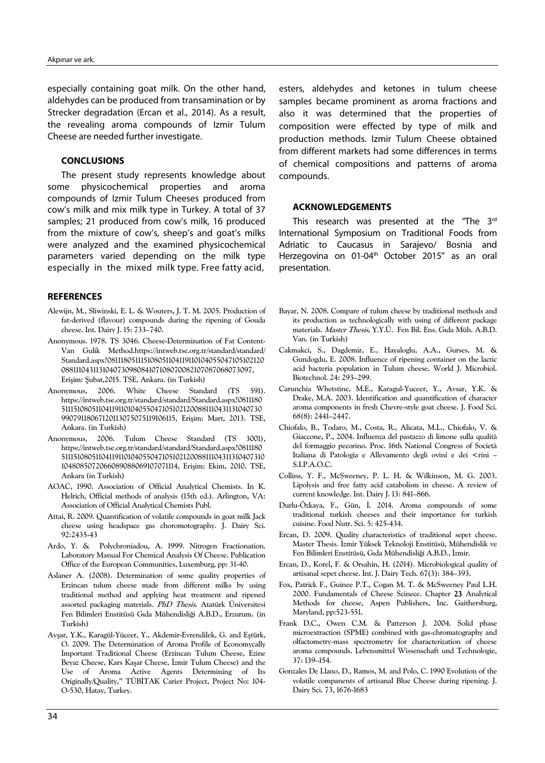especially containing goat milk. On the other hand, aldehydes can be produced from transamination or by Strecker degradation (Ercan et al., 2014). As a result, the revealing aroma compounds of Izmir Tulum Cheese are needed further investigate.

## CONCLUSIONS

The present study represents knowledge about some physicochemical properties and aroma compounds of Izmir Tulum Cheeses produced from cow's milk and mix milk type in Turkey. A total of 37 samples; 21 produced from cow's milk, 16 produced from the mixture of cow's, sheep's and goat's milks were analyzed and the examined physicochemical parameters varied depending on the milk type especially in the mixed milk type. Free fatty acid, esters, aldehydes and ketones in tulum cheese samples became prominent as aroma fractions and also it was determined that the properties of composition were effected by type of milk and production methods. Izmir Tulum Cheese obtained from different markets had some differences in terms of chemical compositions and patterns of aroma compounds.

## ACKNOWLEDGEMENTS

This research was presented at the "The 3rd International Symposium on Traditional Foods from Adriatic to Caucasus in Sarajevo/ Bosnia and Herzegovina on 01-04th October 2015" as an oral presentation.

## REFERENCES

Alewijn, M., Sliwinski, E. L. & Wouters, J. T. M. 2005. Production of fat-derived (flavour) compounds during the ripening of Gouda cheese. Int. Dairy J. 15: 733–740.

Anonymous. 1978. TS 3046. Cheese-Determination of Fat Content-Van Gulik Method.https://intweb.tse.org.tr/standard/standard/Standard.aspx?081118051115108051104119110104055047105102120088111043113104073098084107108070082107087068073097, Erişim: Şubat,2015. TSE, Ankara. (in Turkish)

Anonymous, 2006. White Cheese Standard (TS 591). https://intweb.tse.org.tr/standard/standard/Standard.aspx?0811180511151080511041191101040550471051021200881110431131040730990791180671201130750751191061115, Erişim: Mart, 2013. TSE, Ankara. (in Turkish)

Anonymous, 2006. Tulum Cheese Standard (TS 3001), https://intweb.tse.org.tr/standard/standard/Standard.aspx?0811180511151080511041191101040550471051021200881110431131040731010480850720660890880691070711114, Erişim: Ekim, 2010. TSE, Ankara (in Turkish)

AOAC, 1990. Association of Official Analytical Chemists. In K. Helrich, Official methods of analysis (15th ed.). Arlington, VA: Association of Official Analytical Chemists Publ.

Attai, R. 2009. Quantification of volatile compounds in goat milk Jack cheese using headspace gas choromotography. J. Dairy Sci. 92:2435-43

Ardo, Y. & Polychroniadou, A. 1999. Nitrogen Fractionation. Laboratory Manual For Chemical Analysis Of Cheese. Publication Office of the European Communities, Luxemburg, pp: 31-40.

Aslaner A. (2008). Determination of some quality properties of Erzincan tulum cheese made from different milks by using traditional method and applying heat treatment and ripened assorted packaging materials. *PhD Thesis*. Atatürk Üniversitesi Fen Bilimleri Enstitüsü Gıda Mühendisliği A.B.D., Erzurum. (in Turkish)

Avşar, Y.K., Karagül-Yüceer, Y., Akdemir-Evrendilek, G. and Eştürk, O. 2009. The Determination of Aroma Profile of Economycally Important Traditional Cheese (Erzincan Tulum Cheese, Ezine Beyaz Cheese, Kars Kaşar Cheese, İzmir Tulum Cheese) and the Use of Aroma Active Agents Determining of Its Originally/Quality," TÜBİTAK Carier Project, Project No: 104-O-530, Hatay, Turkey.

Bayar, N. 2008. Compare of tulum cheese by traditional methods and its production as technologically with using of different package materials. *Master Thesis*, Y.Y.Ü. Fen Bil. Ens. Gıda Müh. A.B.D. Van. (in Turkish)

Cakmakci, S., Dagdemir, E., Hayaloglu, A.A., Gurses, M. & Gundogdu, E. 2008. Influence of ripening container on the lactic acid bacteria population in Tulum cheese. World J. Microbiol. Biotechnol. 24: 293–299.

Carunchia Whetstine, M.E., Karagul-Yuceer, Y., Avsar, Y.K. & Drake, M.A. 2003. Identification and quantification of character aroma components in fresh Chevre-style goat cheese. J. Food Sci. 68(8): 2441–2447.

Chiofalo, B., Todaro, M., Costa, R., Alicata, M.L., Chiofalo, V. & Giaccone, P., 2004. Influenza del pastazzo di limone sulla qualità del formaggio pecorino. Proc. 16th National Congress of Società Italiana di Patologia e Allevamento degli ovini e dei <rini – S.I.P.A.O.C.

Collins, Y. F., McSweeney, P. L. H. & Wilkinson, M. G. 2003. Lipolysis and free fatty acid catabolism in cheese. A review of current knowledge. Int. Dairy J. 13: 841–866.

Durlu-Özkaya, F., Gün, İ. 2014. Aroma compounds of some traditional turkish cheeses and their importance for turkish cuisine. Food Nutr. Sci. 5: 425-434.

Ercan, D. 2009. Quality characteristics of traditional sepet cheese. Master Thesis. İzmir Yüksek Teknoloji Enstitüsü, Mühendislik ve Fen Bilimleri Enstitüsü, Gıda Mühendisliği A.B.D., İzmir.

Ercan, D., Korel, F. & Orsahin, H. (2014). Microbiological quality of artisanal sepet cheese. Int. J. Dairy Tech. 67(3): 384–393.

Fox, Patrick F., Guinee P.T., Cogan M. T. & McSweeney Paul L.H. 2000. Fundamentals of Cheese Scinece. Chapter **23** Analytical Methods for cheese, Aspen Publishers, Inc. Gaithersburg, Maryland, pp:523-551.

Frank D.C., Owen C.M. & Patterson J. 2004. Solid phase microextraction (SPME) combined with gas-chromatography and olfactometry-mass spectrometry for characterization of cheese aroma compounds. Lebensmittel Wissenschaft und Technologie, 37: 139–154.

Gonzales De Llano, D., Ramos, M. and Polo, C. 1990 Evolution of the volatile companents of artisanal Blue Cheese during ripening. J. Dairy Sci. 73, 1676-1683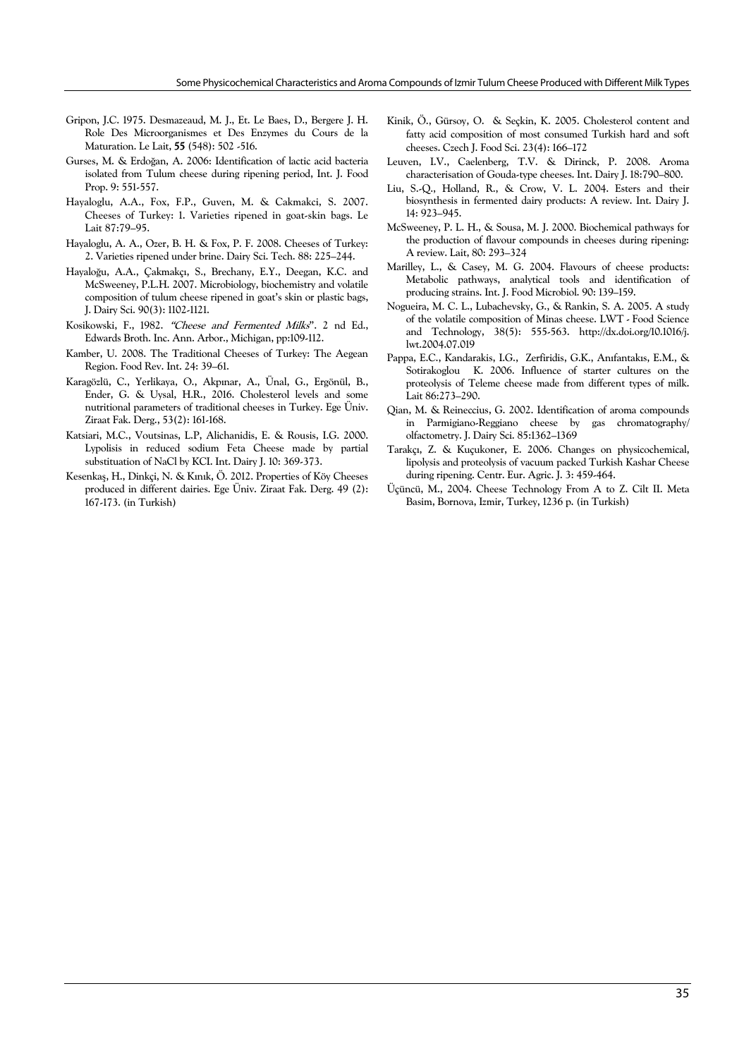Gripon, J.C. 1975. Desmazeaud, M. J., Et. Le Baes, D., Bergere J. H. Role Des Microorganismes et Des Enzymes du Cours de la Maturation. Le Lait, **55** (548): 502 -516.

Gurses, M. & Erdoğan, A. 2006: Identification of lactic acid bacteria isolated from Tulum cheese during ripening period, Int. J. Food Prop. 9: 551-557.

Hayaloglu, A.A., Fox, F.P., Guven, M. & Cakmakci, S. 2007. Cheeses of Turkey: 1. Varieties ripened in goat-skin bags. Le Lait 87:79–95.

Hayaloglu, A. A., Ozer, B. H. & Fox, P. F. 2008. Cheeses of Turkey: 2. Varieties ripened under brine. Dairy Sci. Tech. 88: 225–244.

Hayaloğu, A.A., Çakmakçı, S., Brechany, E.Y., Deegan, K.C. and McSweeney, P.L.H. 2007. Microbiology, biochemistry and volatile composition of tulum cheese ripened in goat's skin or plastic bags, J. Dairy Sci. 90(3): 1102-1121.

Kosikowski, F., 1982. *"Cheese and Fermented Milks"*. 2 nd Ed., Edwards Broth. Inc. Ann. Arbor., Michigan, pp:109-112.

Kamber, U. 2008. The Traditional Cheeses of Turkey: The Aegean Region. Food Rev. Int. 24: 39–61.

Karagözlü, C., Yerlikaya, O., Akpınar, A., Ünal, G., Ergönül, B., Ender, G. & Uysal, H.R., 2016. Cholesterol levels and some nutritional parameters of traditional cheeses in Turkey. Ege Üniv. Ziraat Fak. Derg., 53(2): 161-168.

Katsiari, M.C., Voutsinas, L.P, Alichanidis, E. & Rousis, I.G. 2000. Lypolisis in reduced sodium Feta Cheese made by partial substituation of NaCl by KCI. Int. Dairy J. 10: 369-373.

Kesenkaş, H., Dinkçi, N. & Kınık, Ö. 2012. Properties of Köy Cheeses produced in different dairies. Ege Üniv. Ziraat Fak. Derg. 49 (2): 167-173. (in Turkish)

Kinik, Ö., Gürsoy, O. & Seçkin, K. 2005. Cholesterol content and fatty acid composition of most consumed Turkish hard and soft cheeses. Czech J. Food Sci. 23(4): 166–172

Leuven, I.V., Caelenberg, T.V. & Dirinck, P. 2008. Aroma characterisation of Gouda-type cheeses. Int. Dairy J. 18:790–800.

Liu, S.-Q., Holland, R., & Crow, V. L. 2004. Esters and their biosynthesis in fermented dairy products: A review. Int. Dairy J. 14: 923–945.

McSweeney, P. L. H., & Sousa, M. J. 2000. Biochemical pathways for the production of flavour compounds in cheeses during ripening: A review. Lait, 80: 293–324

Marilley, L., & Casey, M. G. 2004. Flavours of cheese products: Metabolic pathways, analytical tools and identification of producing strains. Int. J. Food Microbiol. 90: 139–159.

Nogueira, M. C. L., Lubachevsky, G., & Rankin, S. A. 2005. A study of the volatile composition of Minas cheese. LWT - Food Science and Technology, 38(5): 555-563. http://dx.doi.org/10.1016/j.lwt.2004.07.019

Pappa, E.C., Kandarakis, I.G., Zerfiridis, G.K., Anıfantakıs, E.M., & Sotirakoglou K. 2006. Influence of starter cultures on the proteolysis of Teleme cheese made from different types of milk. Lait 86:273–290.

Qian, M. & Reineccius, G. 2002. Identification of aroma compounds in Parmigiano-Reggiano cheese by gas chromatography/olfactometry. J. Dairy Sci. 85:1362–1369

Tarakçı, Z. & Kuçukoner, E. 2006. Changes on physicochemical, lipolysis and proteolysis of vacuum packed Turkish Kashar Cheese during ripening. Centr. Eur. Agric. J. 3: 459-464.

Üçüncü, M., 2004. Cheese Technology From A to Z. Cilt II. Meta Basim, Bornova, Izmir, Turkey, 1236 p. (in Turkish)